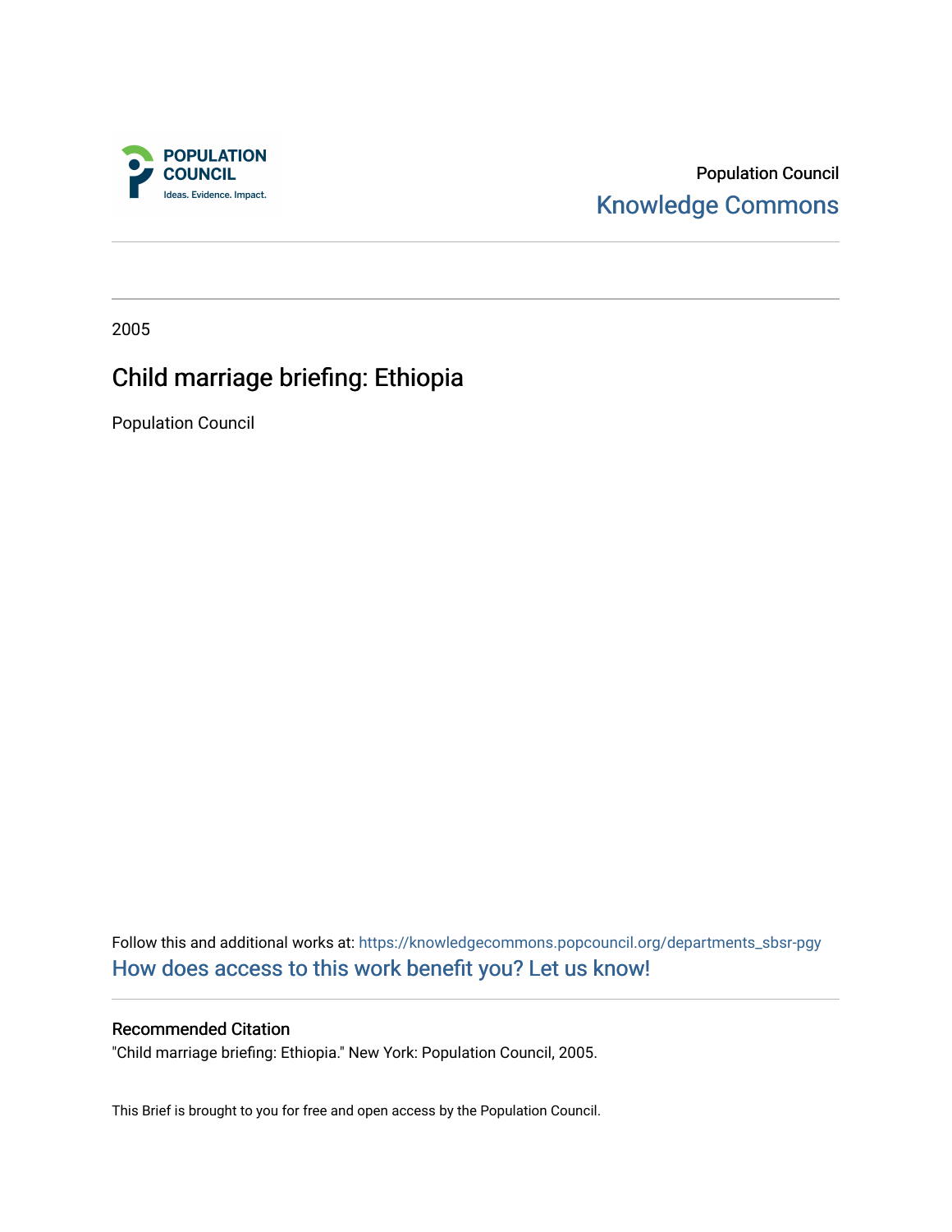Population Council
Knowledge Commons

2005

# Child marriage briefing: Ethiopia

Population Council

Follow this and additional works at: https://knowledgecommons.popcouncil.org/departments_sbsr-pgy

How does access to this work benefit you? Let us know!

### Recommended Citation

"Child marriage briefing: Ethiopia." New York: Population Council, 2005.

This Brief is brought to you for free and open access by the Population Council.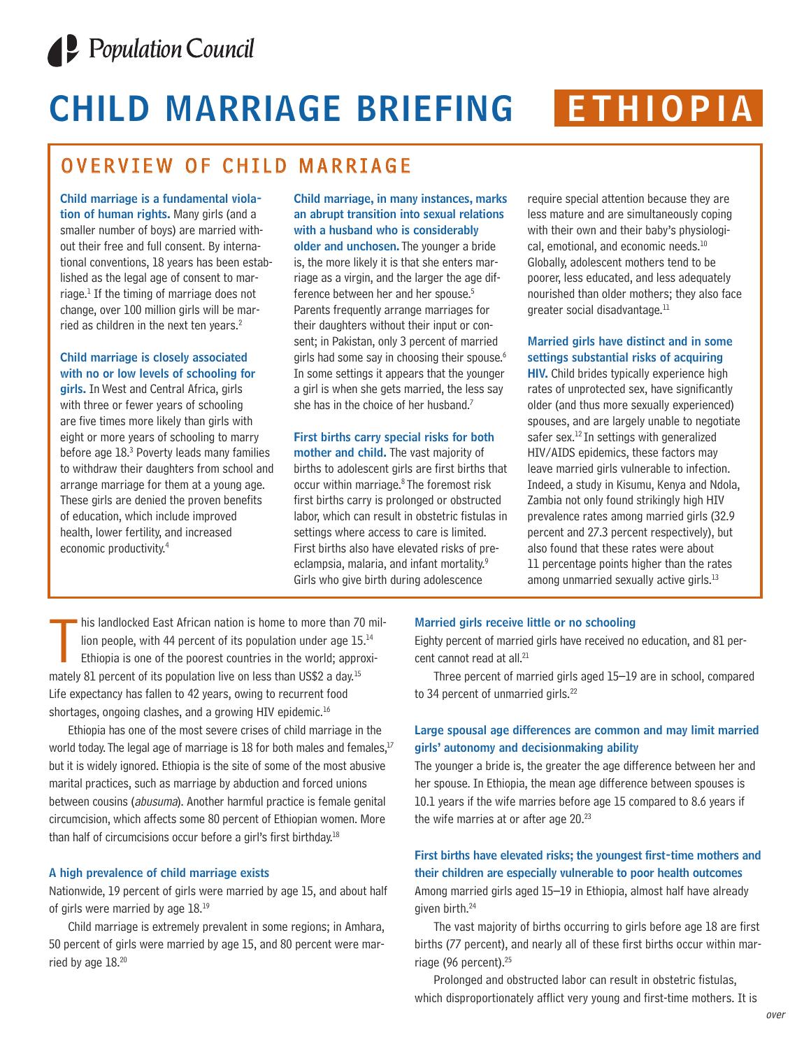Population Council

# CHILD MARRIAGE BRIEFING ETHIOPIA

## OVERVIEW OF CHILD MARRIAGE

**Child marriage is a fundamental violation of human rights.** Many girls (and a smaller number of boys) are married without their free and full consent. By international conventions, 18 years has been established as the legal age of consent to marriage.[1] If the timing of marriage does not change, over 100 million girls will be married as children in the next ten years.[2]

**Child marriage is closely associated with no or low levels of schooling for girls.** In West and Central Africa, girls with three or fewer years of schooling are five times more likely than girls with eight or more years of schooling to marry before age 18.[3] Poverty leads many families to withdraw their daughters from school and arrange marriage for them at a young age. These girls are denied the proven benefits of education, which include improved health, lower fertility, and increased economic productivity.[4]

**Child marriage, in many instances, marks an abrupt transition into sexual relations with a husband who is considerably older and unchosen.** The younger a bride is, the more likely it is that she enters marriage as a virgin, and the larger the age difference between her and her spouse.[5] Parents frequently arrange marriages for their daughters without their input or consent; in Pakistan, only 3 percent of married girls had some say in choosing their spouse.[6] In some settings it appears that the younger a girl is when she gets married, the less say she has in the choice of her husband.[7]

**First births carry special risks for both mother and child.** The vast majority of births to adolescent girls are first births that occur within marriage.[8] The foremost risk first births carry is prolonged or obstructed labor, which can result in obstetric fistulas in settings where access to care is limited. First births also have elevated risks of pre-eclampsia, malaria, and infant mortality.[9] Girls who give birth during adolescence require special attention because they are less mature and are simultaneously coping with their own and their baby's physiological, emotional, and economic needs.[10] Globally, adolescent mothers tend to be poorer, less educated, and less adequately nourished than older mothers; they also face greater social disadvantage.[11]

**Married girls have distinct and in some settings substantial risks of acquiring HIV.** Child brides typically experience high rates of unprotected sex, have significantly older (and thus more sexually experienced) spouses, and are largely unable to negotiate safer sex.[12] In settings with generalized HIV/AIDS epidemics, these factors may leave married girls vulnerable to infection. Indeed, a study in Kisumu, Kenya and Ndola, Zambia not only found strikingly high HIV prevalence rates among married girls (32.9 percent and 27.3 percent respectively), but also found that these rates were about 11 percentage points higher than the rates among unmarried sexually active girls.[13]

This landlocked East African nation is home to more than 70 million people, with 44 percent of its population under age 15.[14] Ethiopia is one of the poorest countries in the world; approximately 81 percent of its population live on less than US$2 a day.[15] Life expectancy has fallen to 42 years, owing to recurrent food shortages, ongoing clashes, and a growing HIV epidemic.[16]

Ethiopia has one of the most severe crises of child marriage in the world today. The legal age of marriage is 18 for both males and females,[17] but it is widely ignored. Ethiopia is the site of some of the most abusive marital practices, such as marriage by abduction and forced unions between cousins (*abusuma*). Another harmful practice is female genital circumcision, which affects some 80 percent of Ethiopian women. More than half of circumcisions occur before a girl's first birthday.[18]

### A high prevalence of child marriage exists

Nationwide, 19 percent of girls were married by age 15, and about half of girls were married by age 18.[19]

Child marriage is extremely prevalent in some regions; in Amhara, 50 percent of girls were married by age 15, and 80 percent were married by age 18.[20]

### Married girls receive little or no schooling

Eighty percent of married girls have received no education, and 81 percent cannot read at all.[21]

Three percent of married girls aged 15–19 are in school, compared to 34 percent of unmarried girls.[22]

### Large spousal age differences are common and may limit married girls' autonomy and decisionmaking ability

The younger a bride is, the greater the age difference between her and her spouse. In Ethiopia, the mean age difference between spouses is 10.1 years if the wife marries before age 15 compared to 8.6 years if the wife marries at or after age 20.[23]

### First births have elevated risks; the youngest first-time mothers and their children are especially vulnerable to poor health outcomes

Among married girls aged 15–19 in Ethiopia, almost half have already given birth.[24]

The vast majority of births occurring to girls before age 18 are first births (77 percent), and nearly all of these first births occur within marriage (96 percent).[25]

Prolonged and obstructed labor can result in obstetric fistulas, which disproportionately afflict very young and first-time mothers. It is

over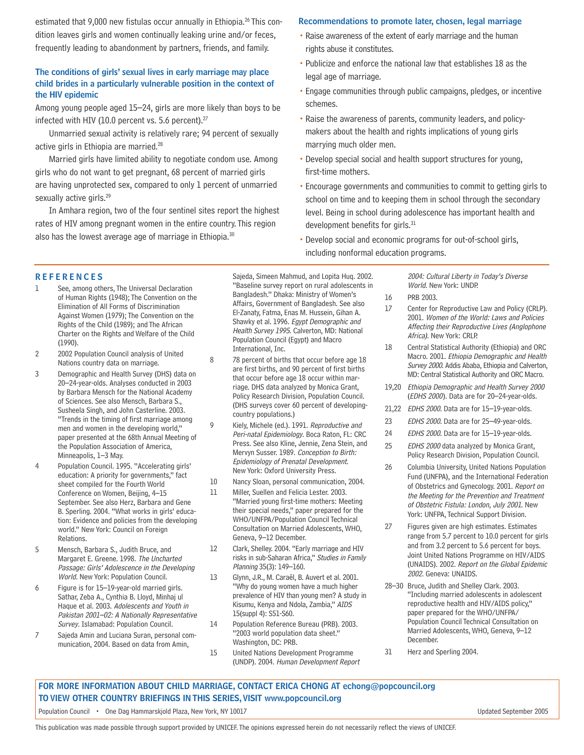estimated that 9,000 new fistulas occur annually in Ethiopia.[26] This condition leaves girls and women continually leaking urine and/or feces, frequently leading to abandonment by partners, friends, and family.

### The conditions of girls' sexual lives in early marriage may place child brides in a particularly vulnerable position in the context of the HIV epidemic

Among young people aged 15–24, girls are more likely than boys to be infected with HIV (10.0 percent vs. 5.6 percent).[27]

Unmarried sexual activity is relatively rare; 94 percent of sexually active girls in Ethiopia are married.[28]

Married girls have limited ability to negotiate condom use. Among girls who do not want to get pregnant, 68 percent of married girls are having unprotected sex, compared to only 1 percent of unmarried sexually active girls.[29]

In Amhara region, two of the four sentinel sites report the highest rates of HIV among pregnant women in the entire country. This region also has the lowest average age of marriage in Ethiopia.[30]

### Recommendations to promote later, chosen, legal marriage

- Raise awareness of the extent of early marriage and the human rights abuse it constitutes.
- Publicize and enforce the national law that establishes 18 as the legal age of marriage.
- Engage communities through public campaigns, pledges, or incentive schemes.
- Raise the awareness of parents, community leaders, and policy-makers about the health and rights implications of young girls marrying much older men.
- Develop special social and health support structures for young, first-time mothers.
- Encourage governments and communities to commit to getting girls to school on time and to keeping them in school through the secondary level. Being in school during adolescence has important health and development benefits for girls.[31]
- Develop social and economic programs for out-of-school girls, including nonformal education programs.

## REFERENCES

1 See, among others, The Universal Declaration of Human Rights (1948); The Convention on the Elimination of All Forms of Discrimination Against Women (1979); The Convention on the Rights of the Child (1989); and The African Charter on the Rights and Welfare of the Child (1990).

2 2002 Population Council analysis of United Nations country data on marriage.

3 Demographic and Health Survey (DHS) data on 20–24-year-olds. Analyses conducted in 2003 by Barbara Mensch for the National Academy of Sciences. See also Mensch, Barbara S., Susheela Singh, and John Casterline. 2003. "Trends in the timing of first marriage among men and women in the developing world," paper presented at the 68th Annual Meeting of the Population Association of America, Minneapolis, 1–3 May.

4 Population Council. 1995. "Accelerating girls' education: A priority for governments," fact sheet compiled for the Fourth World Conference on Women, Beijing, 4–15 September. See also Herz, Barbara and Gene B. Sperling. 2004. "What works in girls' education: Evidence and policies from the developing world." New York: Council on Foreign Relations.

5 Mensch, Barbara S., Judith Bruce, and Margaret E. Greene. 1998. *The Uncharted Passage: Girls' Adolescence in the Developing World.* New York: Population Council.

6 Figure is for 15–19-year-old married girls. Sathar, Zeba A., Cynthia B. Lloyd, Minhaj ul Haque et al. 2003. *Adolescents and Youth in Pakistan 2001–02: A Nationally Representative Survey.* Islamabad: Population Council.

7 Sajeda Amin and Luciana Suran, personal communication, 2004. Based on data from Amin, Sajeda, Simeen Mahmud, and Lopita Huq. 2002. "Baseline survey report on rural adolescents in Bangladesh." Dhaka: Ministry of Women's Affairs, Government of Bangladesh. See also El-Zanaty, Fatma, Enas M. Hussein, Gihan A. Shawky et al. 1996. *Egypt Demographic and Health Survey 1995.* Calverton, MD: National Population Council (Egypt) and Macro International, Inc.

8 78 percent of births that occur before age 18 are first births, and 90 percent of first births that occur before age 18 occur within marriage. DHS data analyzed by Monica Grant, Policy Research Division, Population Council. (DHS surveys cover 60 percent of developing-country populations.)

9 Kiely, Michele (ed.). 1991. *Reproductive and Peri-natal Epidemiology.* Boca Raton, FL: CRC Press. See also Kline, Jennie, Zena Stein, and Mervyn Susser. 1989. *Conception to Birth: Epidemiology of Prenatal Development.* New York: Oxford University Press.

10 Nancy Sloan, personal communication, 2004.

11 Miller, Suellen and Felicia Lester. 2003. "Married young first-time mothers: Meeting their special needs," paper prepared for the WHO/UNFPA/Population Council Technical Consultation on Married Adolescents, WHO, Geneva, 9–12 December.

12 Clark, Shelley. 2004. "Early marriage and HIV risks in sub-Saharan Africa," *Studies in Family Planning* 35(3): 149–160.

13 Glynn, J.R., M. Caraël, B. Auvert et al. 2001. "Why do young women have a much higher prevalence of HIV than young men? A study in Kisumu, Kenya and Ndola, Zambia," *AIDS* 15(suppl 4): S51-S60.

14 Population Reference Bureau (PRB). 2003. "2003 world population data sheet." Washington, DC: PRB.

15 United Nations Development Programme (UNDP). 2004. *Human Development Report 2004: Cultural Liberty in Today's Diverse World.* New York: UNDP.

16 PRB 2003.

17 Center for Reproductive Law and Policy (CRLP). 2001. *Women of the World: Laws and Policies Affecting their Reproductive Lives (Anglophone Africa).* New York: CRLP.

18 Central Statistical Authority (Ethiopia) and ORC Macro. 2001. *Ethiopia Demographic and Health Survey 2000.* Addis Ababa, Ethiopia and Calverton, MD: Central Statistical Authority and ORC Macro.

19,20 *Ethiopia Demographic and Health Survey 2000* (*EDHS 2000*). Data are for 20–24-year-olds.

21,22 *EDHS 2000.* Data are for 15–19-year-olds.

23 *EDHS 2000.* Data are for 25–49-year-olds.

24 *EDHS 2000.* Data are for 15–19-year-olds.

25 *EDHS 2000* data analyzed by Monica Grant, Policy Research Division, Population Council.

26 Columbia University, United Nations Population Fund (UNFPA), and the International Federation of Obstetrics and Gynecology. 2001. *Report on the Meeting for the Prevention and Treatment of Obstetric Fistula: London, July 2001.* New York: UNFPA, Technical Support Division.

27 Figures given are high estimates. Estimates range from 5.7 percent to 10.0 percent for girls and from 3.2 percent to 5.6 percent for boys. Joint United Nations Programme on HIV/AIDS (UNAIDS). 2002. *Report on the Global Epidemic 2002.* Geneva: UNAIDS.

28–30 Bruce, Judith and Shelley Clark. 2003. "Including married adolescents in adolescent reproductive health and HIV/AIDS policy," paper prepared for the WHO/UNFPA/Population Council Technical Consultation on Married Adolescents, WHO, Geneva, 9–12 December.

31 Herz and Sperling 2004.

**FOR MORE INFORMATION ABOUT CHILD MARRIAGE, CONTACT ERICA CHONG AT echong@popcouncil.org**
**TO VIEW OTHER COUNTRY BRIEFINGS IN THIS SERIES, VISIT www.popcouncil.org**

Population Council • One Dag Hammarskjold Plaza, New York, NY 10017

Updated September 2005

This publication was made possible through support provided by UNICEF. The opinions expressed herein do not necessarily reflect the views of UNICEF.